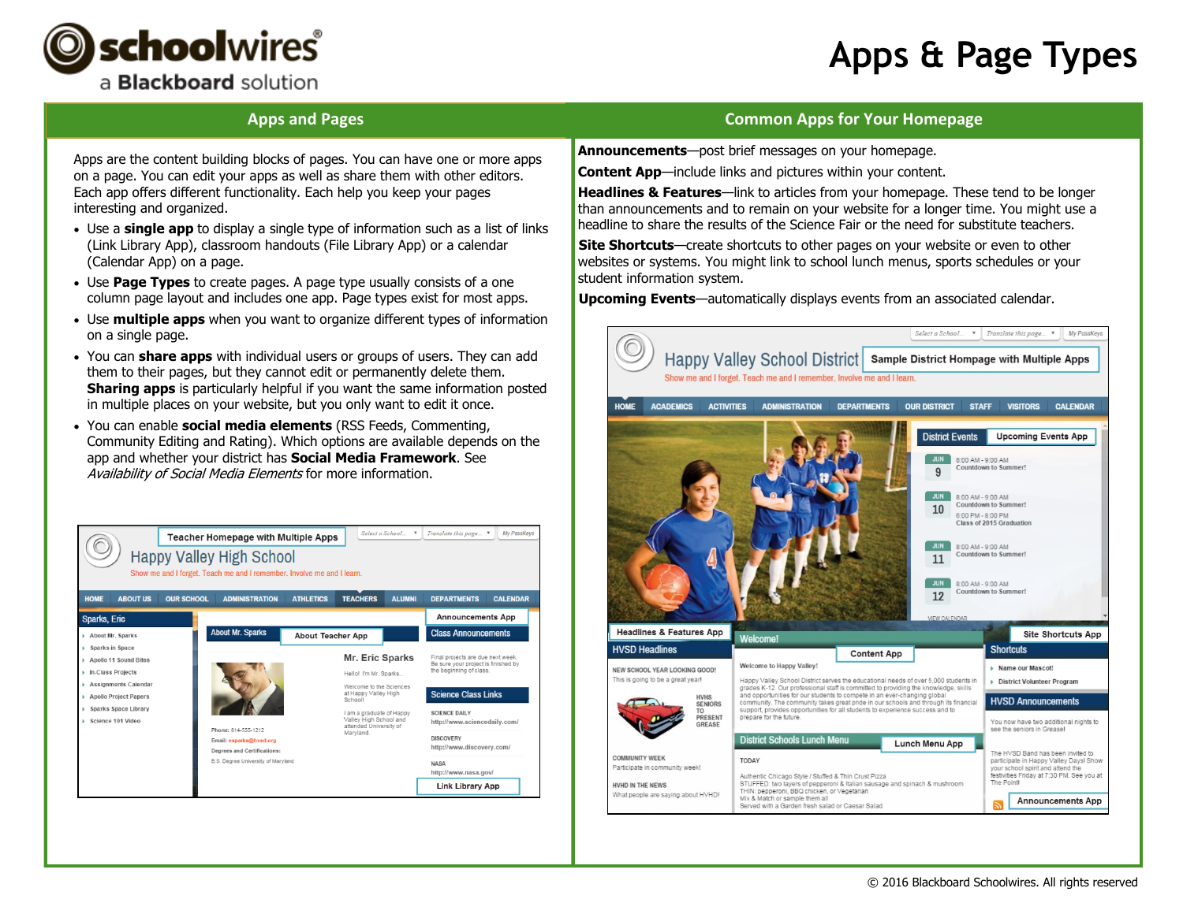# Apps & Page Types

## Apps and Pages

Apps are the content building blocks of pages. You can have one or more apps on a page. You can edit your apps as well as share them with other editors. Each app offers different functionality. Each help you keep your pages interesting and organized.

- Use a **single app** to display a single type of information such as a list of links (Link Library App), classroom handouts (File Library App) or a calendar (Calendar App) on a page.
- Use **Page Types** to create pages. A page type usually consists of a one column page layout and includes one app. Page types exist for most apps.
- Use **multiple apps** when you want to organize different types of information on a single page.
- You can **share apps** with individual users or groups of users. They can add them to their pages, but they cannot edit or permanently delete them. **Sharing apps** is particularly helpful if you want the same information posted in multiple places on your website, but you only want to edit it once.
- You can enable **social media elements** (RSS Feeds, Commenting, Community Editing and Rating). Which options are available depends on the app and whether your district has **Social Media Framework**. See *Availability of Social Media Elements* for more information.

## Common Apps for Your Homepage

**Announcements**—post brief messages on your homepage.

**Content App**—include links and pictures within your content.

**Headlines & Features**—link to articles from your homepage. These tend to be longer than announcements and to remain on your website for a longer time. You might use a headline to share the results of the Science Fair or the need for substitute teachers.

**Site Shortcuts**—create shortcuts to other pages on your website or even to other websites or systems. You might link to school lunch menus, sports schedules or your student information system.

**Upcoming Events**—automatically displays events from an associated calendar.

© 2016 Blackboard Schoolwires. All rights reserved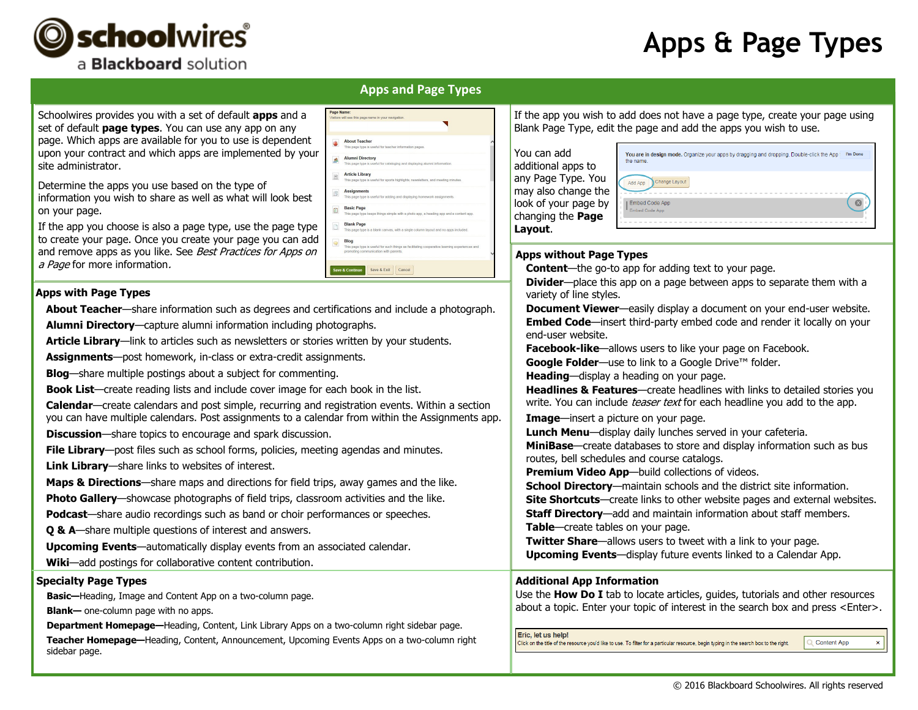# Apps & Page Types

## Apps and Page Types

Schoolwires provides you with a set of default **apps** and a set of default **page types**. You can use any app on any page. Which apps are available for you to use is dependent upon your contract and which apps are implemented by your site administrator.

Determine the apps you use based on the type of information you wish to share as well as what will look best on your page.

If the app you choose is also a page type, use the page type to create your page. Once you create your page you can add and remove apps as you like. See *Best Practices for Apps on a Page* for more information.

If the app you wish to add does not have a page type, create your page using Blank Page Type, edit the page and add the apps you wish to use.

You can add additional apps to any Page Type. You may also change the look of your page by changing the **Page Layout**.

### Apps with Page Types

**About Teacher**—share information such as degrees and certifications and include a photograph.
**Alumni Directory**—capture alumni information including photographs.
**Article Library**—link to articles such as newsletters or stories written by your students.
**Assignments**—post homework, in-class or extra-credit assignments.
**Blog**—share multiple postings about a subject for commenting.
**Book List**—create reading lists and include cover image for each book in the list.
**Calendar**—create calendars and post simple, recurring and registration events. Within a section you can have multiple calendars. Post assignments to a calendar from within the Assignments app.
**Discussion**—share topics to encourage and spark discussion.
**File Library**—post files such as school forms, policies, meeting agendas and minutes.
**Link Library**—share links to websites of interest.
**Maps & Directions**—share maps and directions for field trips, away games and the like.
**Photo Gallery**—showcase photographs of field trips, classroom activities and the like.
**Podcast**—share audio recordings such as band or choir performances or speeches.
**Q & A**—share multiple questions of interest and answers.
**Upcoming Events**—automatically display events from an associated calendar.
**Wiki**—add postings for collaborative content contribution.

### Specialty Page Types

**Basic—**Heading, Image and Content App on a two-column page.
**Blank—** one-column page with no apps.
**Department Homepage—**Heading, Content, Link Library Apps on a two-column right sidebar page.
**Teacher Homepage—**Heading, Content, Announcement, Upcoming Events Apps on a two-column right sidebar page.

### Apps without Page Types

**Content**—the go-to app for adding text to your page.
**Divider**—place this app on a page between apps to separate them with a variety of line styles.
**Document Viewer**—easily display a document on your end-user website.
**Embed Code**—insert third-party embed code and render it locally on your end-user website.
**Facebook-like**—allows users to like your page on Facebook.
**Google Folder**—use to link to a Google Drive™ folder.
**Heading**—display a heading on your page.
**Headlines & Features**—create headlines with links to detailed stories you write. You can include *teaser text* for each headline you add to the app.
**Image**—insert a picture on your page.
**Lunch Menu**—display daily lunches served in your cafeteria.
**MiniBase**—create databases to store and display information such as bus routes, bell schedules and course catalogs.
**Premium Video App**—build collections of videos.
**School Directory**—maintain schools and the district site information.
**Site Shortcuts**—create links to other website pages and external websites.
**Staff Directory**—add and maintain information about staff members.
**Table**—create tables on your page.
**Twitter Share**—allows users to tweet with a link to your page.
**Upcoming Events**—display future events linked to a Calendar App.

### Additional App Information

Use the **How Do I** tab to locate articles, guides, tutorials and other resources about a topic. Enter your topic of interest in the search box and press <Enter>.

© 2016 Blackboard Schoolwires. All rights reserved